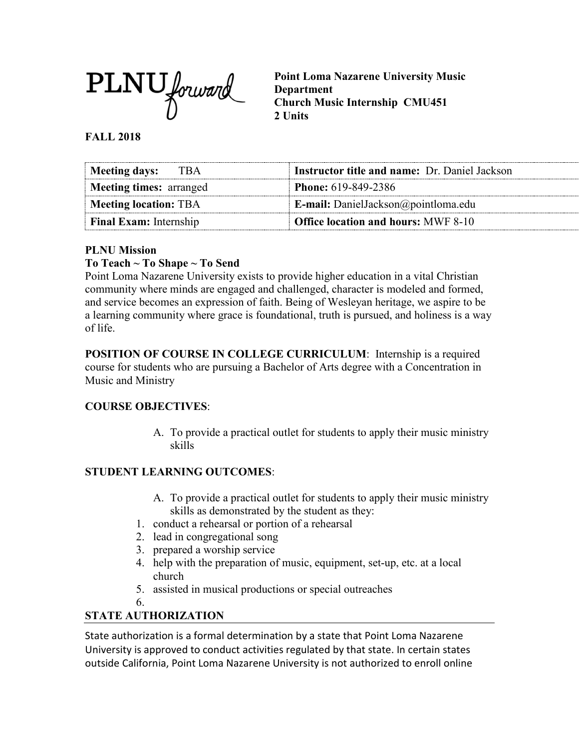PLNU forward

**Point Loma Nazarene University Music Department**
**Church Music Internship CMU451**
**2 Units**

**FALL 2018**

| **Meeting days:** TBA | **Instructor title and name:** Dr. Daniel Jackson |
|---|---|
| **Meeting times:** arranged | **Phone:** 619-849-2386 |
| **Meeting location:** TBA | **E-mail:** DanielJackson@pointloma.edu |
| **Final Exam:** Internship | **Office location and hours:** MWF 8-10 |

**PLNU Mission**

**To Teach ~ To Shape ~ To Send**

Point Loma Nazarene University exists to provide higher education in a vital Christian community where minds are engaged and challenged, character is modeled and formed, and service becomes an expression of faith. Being of Wesleyan heritage, we aspire to be a learning community where grace is foundational, truth is pursued, and holiness is a way of life.

**POSITION OF COURSE IN COLLEGE CURRICULUM**: Internship is a required course for students who are pursuing a Bachelor of Arts degree with a Concentration in Music and Ministry

**COURSE OBJECTIVES**:

A. To provide a practical outlet for students to apply their music ministry skills

**STUDENT LEARNING OUTCOMES**:

A. To provide a practical outlet for students to apply their music ministry skills as demonstrated by the student as they:

1. conduct a rehearsal or portion of a rehearsal
2. lead in congregational song
3. prepared a worship service
4. help with the preparation of music, equipment, set-up, etc. at a local church
5. assisted in musical productions or special outreaches
6.

## STATE AUTHORIZATION

State authorization is a formal determination by a state that Point Loma Nazarene University is approved to conduct activities regulated by that state. In certain states outside California, Point Loma Nazarene University is not authorized to enroll online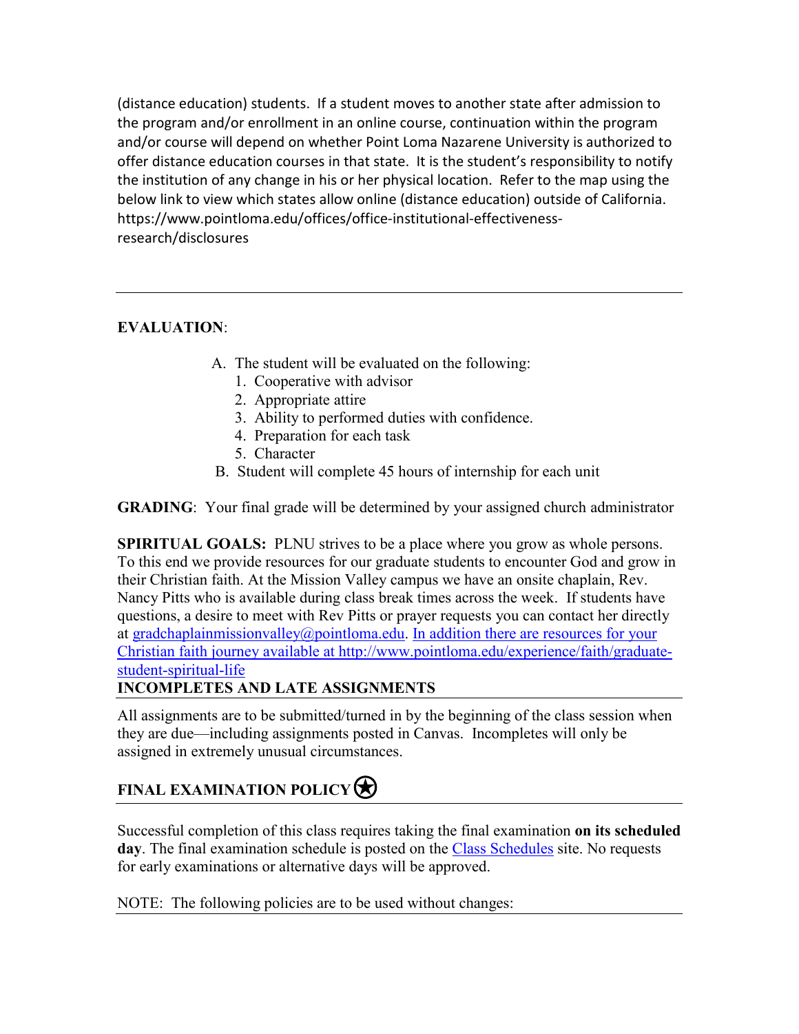(distance education) students. If a student moves to another state after admission to the program and/or enrollment in an online course, continuation within the program and/or course will depend on whether Point Loma Nazarene University is authorized to offer distance education courses in that state. It is the student's responsibility to notify the institution of any change in his or her physical location. Refer to the map using the below link to view which states allow online (distance education) outside of California. https://www.pointloma.edu/offices/office-institutional-effectiveness-research/disclosures

---

**EVALUATION**:

A. The student will be evaluated on the following:
   1. Cooperative with advisor
   2. Appropriate attire
   3. Ability to performed duties with confidence.
   4. Preparation for each task
   5. Character

B. Student will complete 45 hours of internship for each unit

**GRADING**: Your final grade will be determined by your assigned church administrator

**SPIRITUAL GOALS:** PLNU strives to be a place where you grow as whole persons. To this end we provide resources for our graduate students to encounter God and grow in their Christian faith. At the Mission Valley campus we have an onsite chaplain, Rev. Nancy Pitts who is available during class break times across the week. If students have questions, a desire to meet with Rev Pitts or prayer requests you can contact her directly at gradchaplainmissionvalley@pointloma.edu. In addition there are resources for your Christian faith journey available at http://www.pointloma.edu/experience/faith/graduate-student-spiritual-life

## INCOMPLETES AND LATE ASSIGNMENTS

All assignments are to be submitted/turned in by the beginning of the class session when they are due—including assignments posted in Canvas. Incompletes will only be assigned in extremely unusual circumstances.

## FINAL EXAMINATION POLICY ✪

Successful completion of this class requires taking the final examination **on its scheduled day**. The final examination schedule is posted on the Class Schedules site. No requests for early examinations or alternative days will be approved.

NOTE: The following policies are to be used without changes: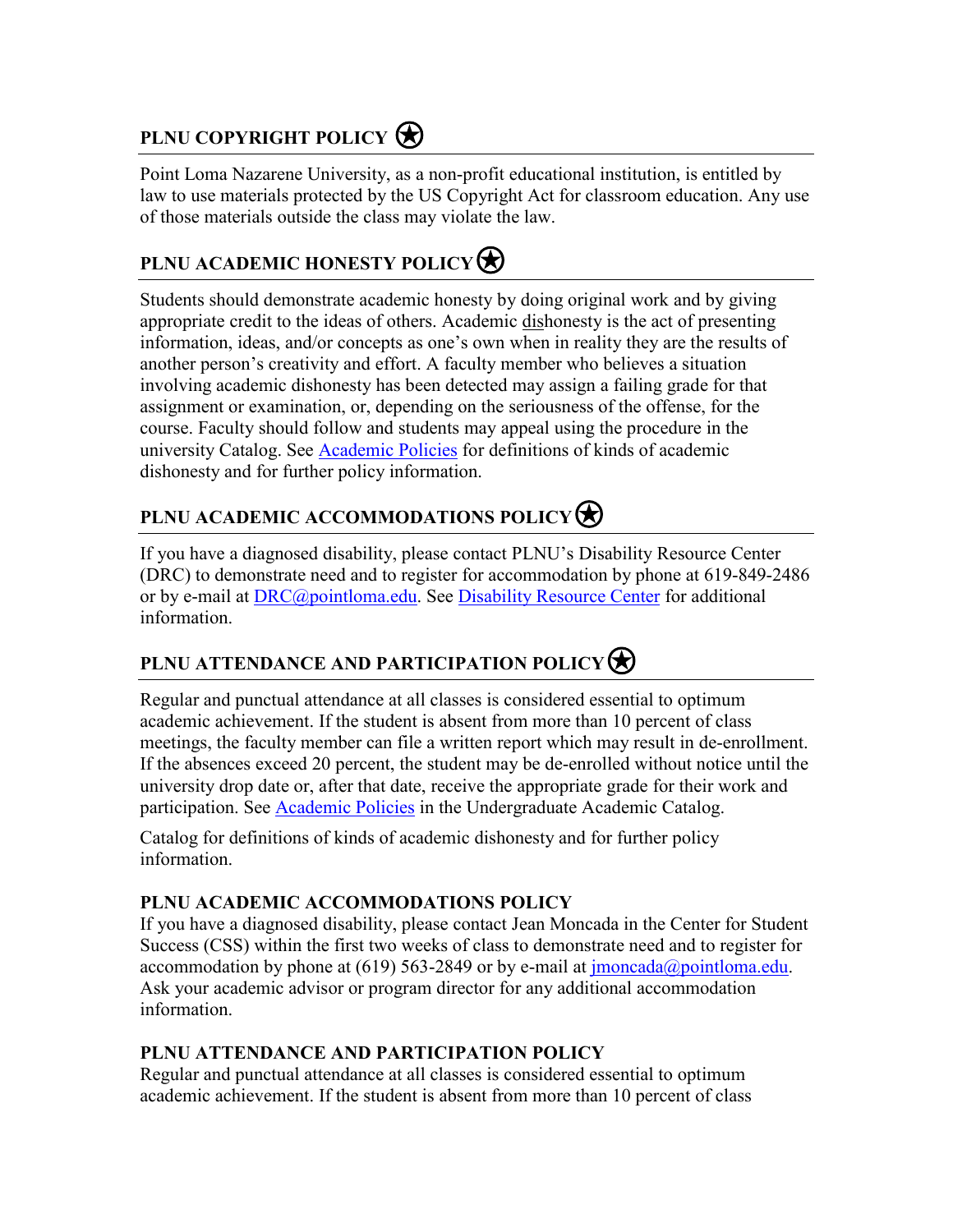## PLNU COPYRIGHT POLICY ㊎

Point Loma Nazarene University, as a non-profit educational institution, is entitled by law to use materials protected by the US Copyright Act for classroom education. Any use of those materials outside the class may violate the law.

## PLNU ACADEMIC HONESTY POLICY ㊎

Students should demonstrate academic honesty by doing original work and by giving appropriate credit to the ideas of others. Academic dishonesty is the act of presenting information, ideas, and/or concepts as one's own when in reality they are the results of another person's creativity and effort. A faculty member who believes a situation involving academic dishonesty has been detected may assign a failing grade for that assignment or examination, or, depending on the seriousness of the offense, for the course. Faculty should follow and students may appeal using the procedure in the university Catalog. See [Academic Policies] for definitions of kinds of academic dishonesty and for further policy information.

## PLNU ACADEMIC ACCOMMODATIONS POLICY ㊎

If you have a diagnosed disability, please contact PLNU's Disability Resource Center (DRC) to demonstrate need and to register for accommodation by phone at 619-849-2486 or by e-mail at DRC@pointloma.edu. See [Disability Resource Center] for additional information.

## PLNU ATTENDANCE AND PARTICIPATION POLICY ㊎

Regular and punctual attendance at all classes is considered essential to optimum academic achievement. If the student is absent from more than 10 percent of class meetings, the faculty member can file a written report which may result in de-enrollment. If the absences exceed 20 percent, the student may be de-enrolled without notice until the university drop date or, after that date, receive the appropriate grade for their work and participation. See [Academic Policies] in the Undergraduate Academic Catalog.

Catalog for definitions of kinds of academic dishonesty and for further policy information.

**PLNU ACADEMIC ACCOMMODATIONS POLICY**

If you have a diagnosed disability, please contact Jean Moncada in the Center for Student Success (CSS) within the first two weeks of class to demonstrate need and to register for accommodation by phone at (619) 563-2849 or by e-mail at jmoncada@pointloma.edu. Ask your academic advisor or program director for any additional accommodation information.

**PLNU ATTENDANCE AND PARTICIPATION POLICY**

Regular and punctual attendance at all classes is considered essential to optimum academic achievement. If the student is absent from more than 10 percent of class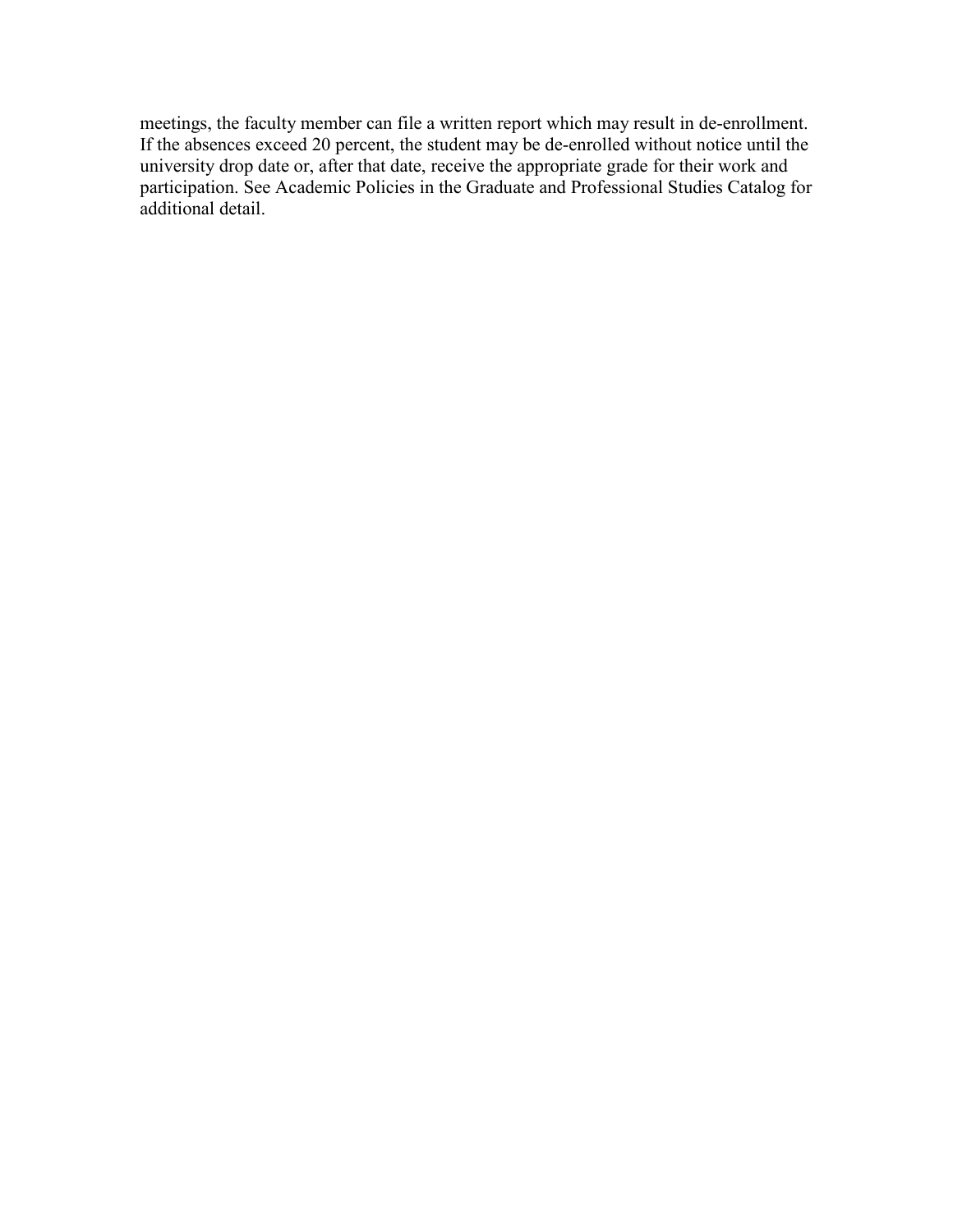meetings, the faculty member can file a written report which may result in de-enrollment. If the absences exceed 20 percent, the student may be de-enrolled without notice until the university drop date or, after that date, receive the appropriate grade for their work and participation. See Academic Policies in the Graduate and Professional Studies Catalog for additional detail.